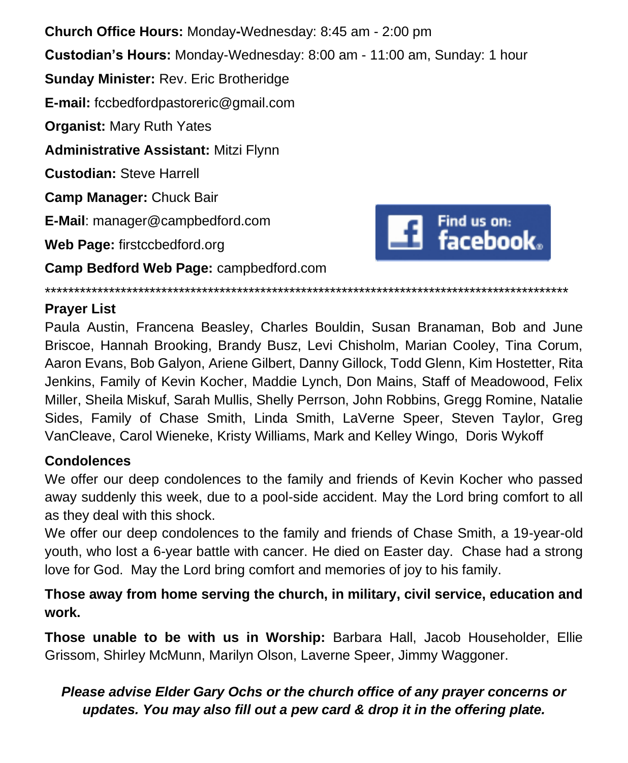**Church Office Hours:** Monday-Wednesday: 8:45 am - 2:00 pm

**Custodian's Hours:** Monday-Wednesday: 8:00 am - 11:00 am, Sunday: 1 hour

**Sunday Minister:** Rev. Eric Brotheridge

**E-mail:** fccbedfordpastoreric@gmail.com

**Organist:** Mary Ruth Yates

**Administrative Assistant:** Mitzi Flynn

**Custodian:** Steve Harrell

**Camp Manager:** Chuck Bair

**E-Mail**: manager@campbedford.com

**Web Page:** firstccbedford.org

**Camp Bedford Web Page:** campbedford.com

Find us on: facebook

*********************************************************************************************

## Prayer List

Paula Austin, Francena Beasley, Charles Bouldin, Susan Branaman, Bob and June Briscoe, Hannah Brooking, Brandy Busz, Levi Chisholm, Marian Cooley, Tina Corum, Aaron Evans, Bob Galyon, Ariene Gilbert, Danny Gillock, Todd Glenn, Kim Hostetter, Rita Jenkins, Family of Kevin Kocher, Maddie Lynch, Don Mains, Staff of Meadowood, Felix Miller, Sheila Miskuf, Sarah Mullis, Shelly Perrson, John Robbins, Gregg Romine, Natalie Sides, Family of Chase Smith, Linda Smith, LaVerne Speer, Steven Taylor, Greg VanCleave, Carol Wieneke, Kristy Williams, Mark and Kelley Wingo, Doris Wykoff

## Condolences

We offer our deep condolences to the family and friends of Kevin Kocher who passed away suddenly this week, due to a pool-side accident. May the Lord bring comfort to all as they deal with this shock.

We offer our deep condolences to the family and friends of Chase Smith, a 19-year-old youth, who lost a 6-year battle with cancer. He died on Easter day. Chase had a strong love for God. May the Lord bring comfort and memories of joy to his family.

**Those away from home serving the church, in military, civil service, education and work.**

**Those unable to be with us in Worship:** Barbara Hall, Jacob Householder, Ellie Grissom, Shirley McMunn, Marilyn Olson, Laverne Speer, Jimmy Waggoner.

***Please advise Elder Gary Ochs or the church office of any prayer concerns or updates. You may also fill out a pew card & drop it in the offering plate.***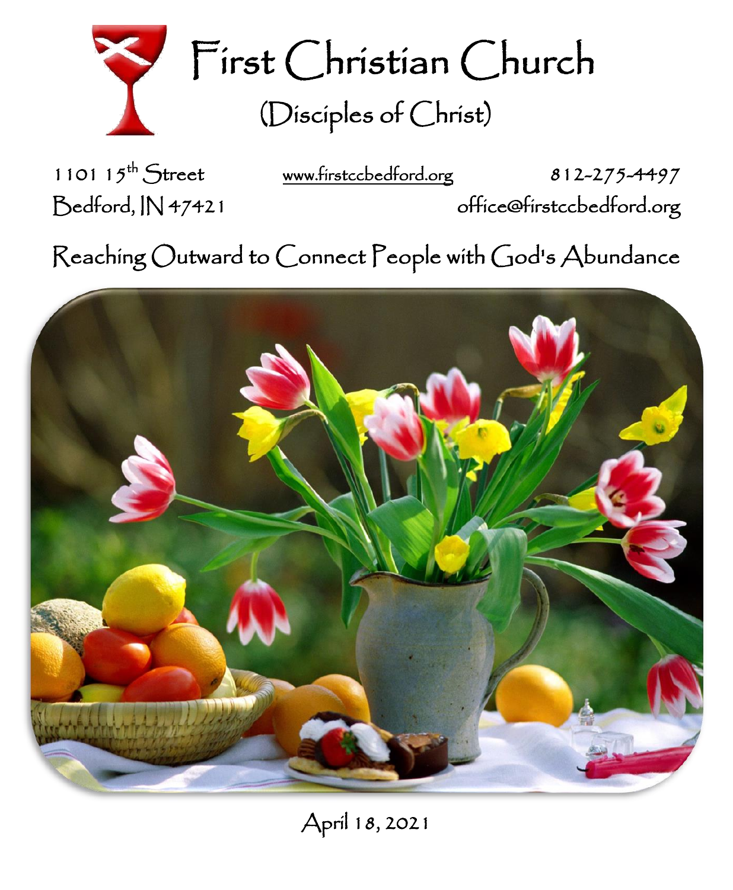# First Christian Church

## (Disciples of Christ)

1101 15th Street
Bedford, IN 47421

www.firstccbedford.org

812-275-4497
office@firstccbedford.org

Reaching Outward to Connect People with God's Abundance

April 18, 2021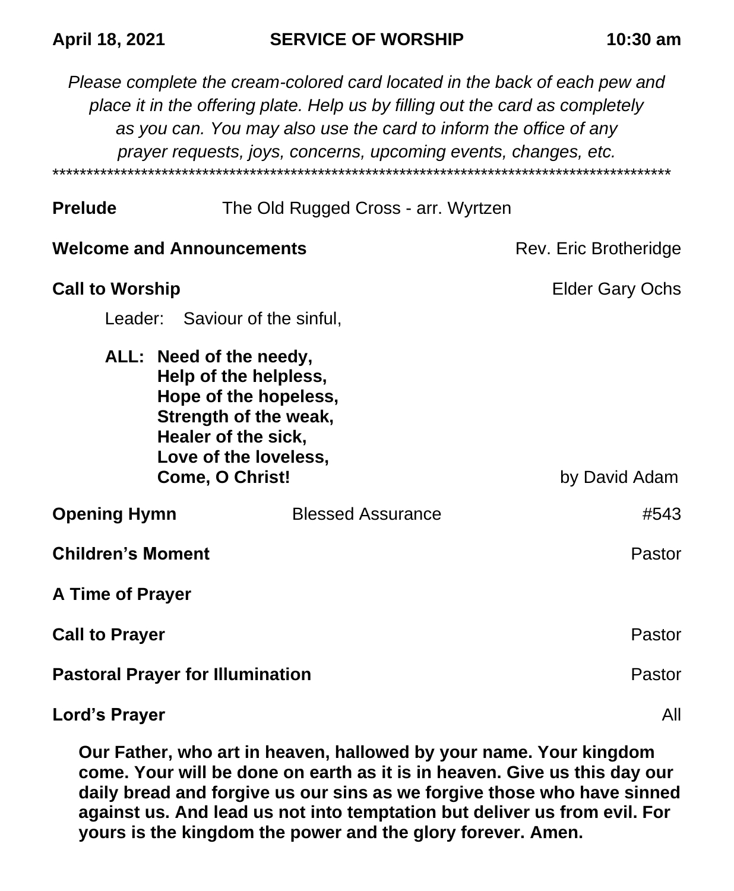**April 18, 2021** **SERVICE OF WORSHIP** **10:30 am**

*Please complete the cream-colored card located in the back of each pew and place it in the offering plate. Help us by filling out the card as completely as you can. You may also use the card to inform the office of any prayer requests, joys, concerns, upcoming events, changes, etc.*

*******************************************************************************************

**Prelude** The Old Rugged Cross - arr. Wyrtzen

**Welcome and Announcements** Rev. Eric Brotheridge

**Call to Worship** Elder Gary Ochs

Leader: Saviour of the sinful,

**ALL: Need of the needy,**
**Help of the helpless,**
**Hope of the hopeless,**
**Strength of the weak,**
**Healer of the sick,**
**Love of the loveless,**
**Come, O Christ!**

by David Adam

**Opening Hymn** Blessed Assurance #543

**Children's Moment** Pastor

**A Time of Prayer**

**Call to Prayer** Pastor

**Pastoral Prayer for Illumination** Pastor

**Lord's Prayer** All

**Our Father, who art in heaven, hallowed by your name. Your kingdom come. Your will be done on earth as it is in heaven. Give us this day our daily bread and forgive us our sins as we forgive those who have sinned against us. And lead us not into temptation but deliver us from evil. For yours is the kingdom the power and the glory forever. Amen.**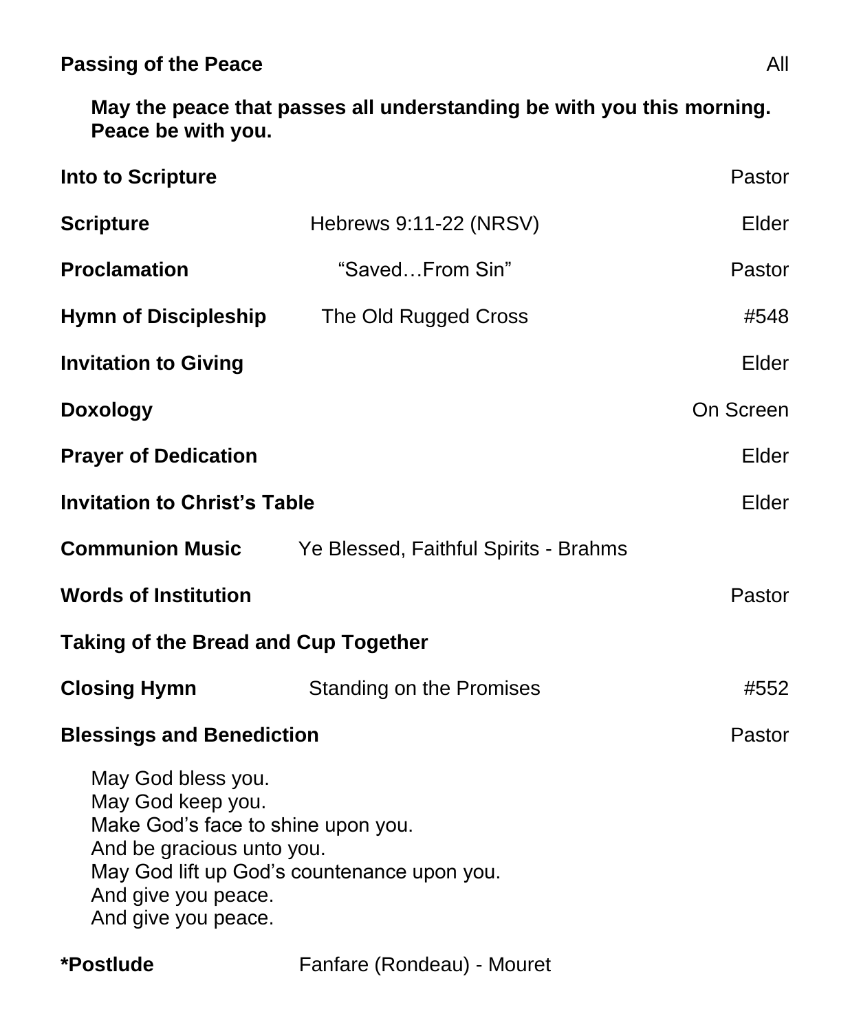**Passing of the Peace** All

**May the peace that passes all understanding be with you this morning.**
**Peace be with you.**

**Into to Scripture** Pastor

**Scripture** Hebrews 9:11-22 (NRSV) Elder

**Proclamation** "Saved…From Sin" Pastor

**Hymn of Discipleship** The Old Rugged Cross #548

**Invitation to Giving** Elder

**Doxology** On Screen

**Prayer of Dedication** Elder

**Invitation to Christ's Table** Elder

**Communion Music** Ye Blessed, Faithful Spirits - Brahms

**Words of Institution** Pastor

**Taking of the Bread and Cup Together**

**Closing Hymn** Standing on the Promises #552

**Blessings and Benediction** Pastor

May God bless you.
May God keep you.
Make God's face to shine upon you.
And be gracious unto you.
May God lift up God's countenance upon you.
And give you peace.
And give you peace.

**\*Postlude** Fanfare (Rondeau) - Mouret